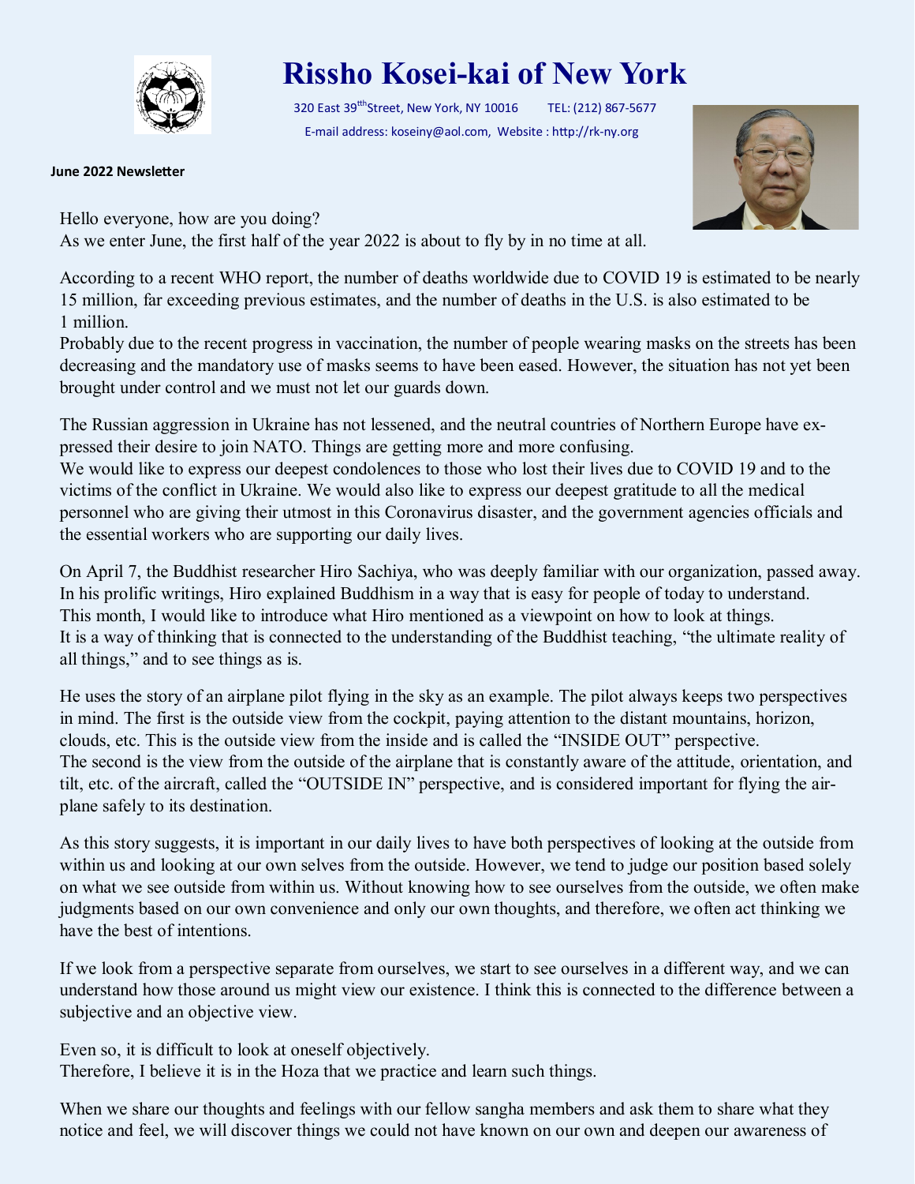# Rissho Kosei-kai of New York

320 East 39[th] Street, New York, NY 10016 TEL: (212) 867-5677

E-mail address: koseiny@aol.com, Website : http://rk-ny.org

**June 2022 Newsletter**

Hello everyone, how are you doing?
As we enter June, the first half of the year 2022 is about to fly by in no time at all.

According to a recent WHO report, the number of deaths worldwide due to COVID 19 is estimated to be nearly 15 million, far exceeding previous estimates, and the number of deaths in the U.S. is also estimated to be 1 million.
Probably due to the recent progress in vaccination, the number of people wearing masks on the streets has been decreasing and the mandatory use of masks seems to have been eased. However, the situation has not yet been brought under control and we must not let our guards down.

The Russian aggression in Ukraine has not lessened, and the neutral countries of Northern Europe have expressed their desire to join NATO. Things are getting more and more confusing.
We would like to express our deepest condolences to those who lost their lives due to COVID 19 and to the victims of the conflict in Ukraine. We would also like to express our deepest gratitude to all the medical personnel who are giving their utmost in this Coronavirus disaster, and the government agencies officials and the essential workers who are supporting our daily lives.

On April 7, the Buddhist researcher Hiro Sachiya, who was deeply familiar with our organization, passed away. In his prolific writings, Hiro explained Buddhism in a way that is easy for people of today to understand. This month, I would like to introduce what Hiro mentioned as a viewpoint on how to look at things. It is a way of thinking that is connected to the understanding of the Buddhist teaching, "the ultimate reality of all things," and to see things as is.

He uses the story of an airplane pilot flying in the sky as an example. The pilot always keeps two perspectives in mind. The first is the outside view from the cockpit, paying attention to the distant mountains, horizon, clouds, etc. This is the outside view from the inside and is called the "INSIDE OUT" perspective.
The second is the view from the outside of the airplane that is constantly aware of the attitude, orientation, and tilt, etc. of the aircraft, called the "OUTSIDE IN" perspective, and is considered important for flying the airplane safely to its destination.

As this story suggests, it is important in our daily lives to have both perspectives of looking at the outside from within us and looking at our own selves from the outside. However, we tend to judge our position based solely on what we see outside from within us. Without knowing how to see ourselves from the outside, we often make judgments based on our own convenience and only our own thoughts, and therefore, we often act thinking we have the best of intentions.

If we look from a perspective separate from ourselves, we start to see ourselves in a different way, and we can understand how those around us might view our existence. I think this is connected to the difference between a subjective and an objective view.

Even so, it is difficult to look at oneself objectively.
Therefore, I believe it is in the Hoza that we practice and learn such things.

When we share our thoughts and feelings with our fellow sangha members and ask them to share what they notice and feel, we will discover things we could not have known on our own and deepen our awareness of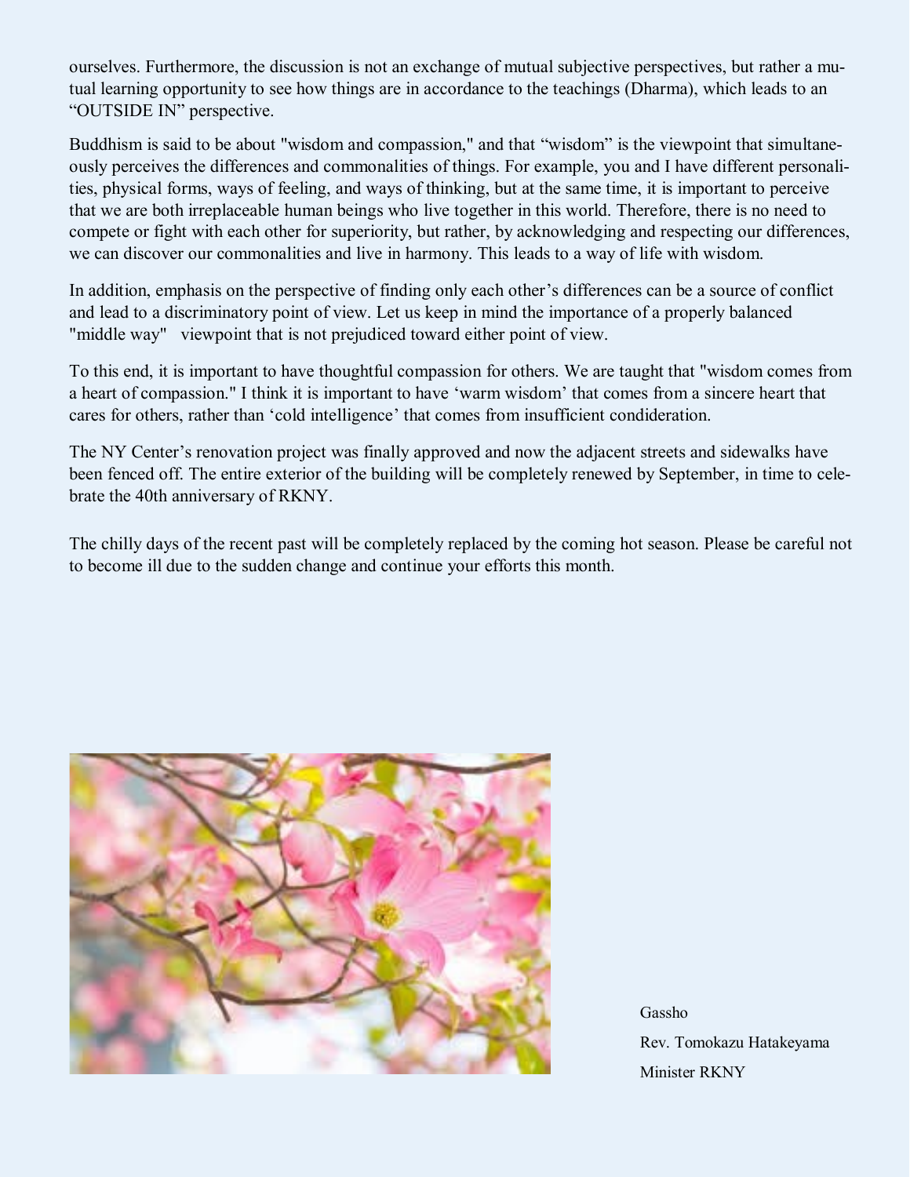ourselves. Furthermore, the discussion is not an exchange of mutual subjective perspectives, but rather a mutual learning opportunity to see how things are in accordance to the teachings (Dharma), which leads to an "OUTSIDE IN" perspective.

Buddhism is said to be about "wisdom and compassion," and that "wisdom" is the viewpoint that simultaneously perceives the differences and commonalities of things. For example, you and I have different personalities, physical forms, ways of feeling, and ways of thinking, but at the same time, it is important to perceive that we are both irreplaceable human beings who live together in this world. Therefore, there is no need to compete or fight with each other for superiority, but rather, by acknowledging and respecting our differences, we can discover our commonalities and live in harmony. This leads to a way of life with wisdom.

In addition, emphasis on the perspective of finding only each other's differences can be a source of conflict and lead to a discriminatory point of view. Let us keep in mind the importance of a properly balanced "middle way" viewpoint that is not prejudiced toward either point of view.

To this end, it is important to have thoughtful compassion for others. We are taught that "wisdom comes from a heart of compassion." I think it is important to have 'warm wisdom' that comes from a sincere heart that cares for others, rather than 'cold intelligence' that comes from insufficient condideration.

The NY Center's renovation project was finally approved and now the adjacent streets and sidewalks have been fenced off. The entire exterior of the building will be completely renewed by September, in time to celebrate the 40th anniversary of RKNY.

The chilly days of the recent past will be completely replaced by the coming hot season. Please be careful not to become ill due to the sudden change and continue your efforts this month.

Gassho

Rev. Tomokazu Hatakeyama

Minister RKNY